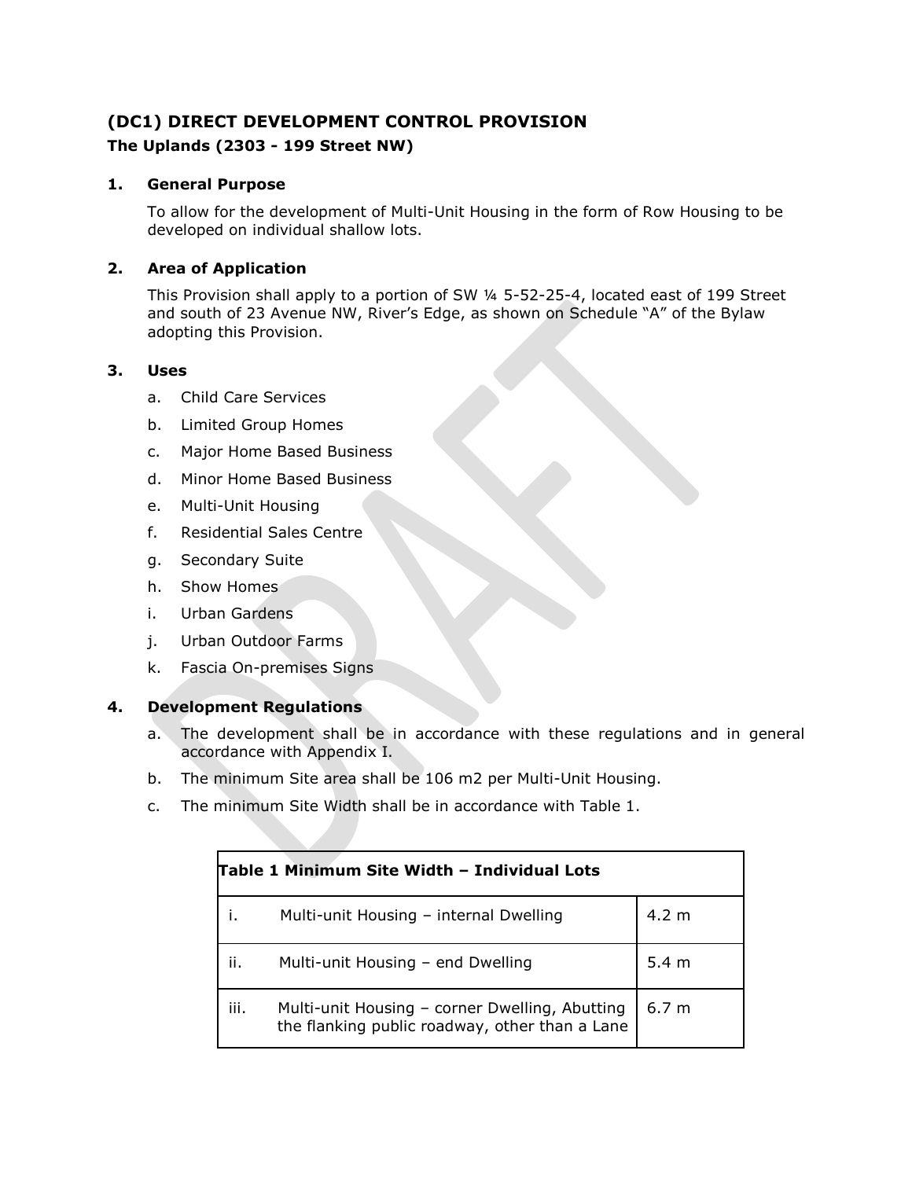# (DC1) DIRECT DEVELOPMENT CONTROL PROVISION

## The Uplands (2303 - 199 Street NW)

### 1. General Purpose

To allow for the development of Multi-Unit Housing in the form of Row Housing to be developed on individual shallow lots.

### 2. Area of Application

This Provision shall apply to a portion of SW ¼ 5-52-25-4, located east of 199 Street and south of 23 Avenue NW, River's Edge, as shown on Schedule "A" of the Bylaw adopting this Provision.

### 3. Uses

a. Child Care Services
b. Limited Group Homes
c. Major Home Based Business
d. Minor Home Based Business
e. Multi-Unit Housing
f. Residential Sales Centre
g. Secondary Suite
h. Show Homes
i. Urban Gardens
j. Urban Outdoor Farms
k. Fascia On-premises Signs

### 4. Development Regulations

a. The development shall be in accordance with these regulations and in general accordance with Appendix I.
b. The minimum Site area shall be 106 m2 per Multi-Unit Housing.
c. The minimum Site Width shall be in accordance with Table 1.

| Table 1 Minimum Site Width – Individual Lots | |
|---|---|
| i. Multi-unit Housing – internal Dwelling | 4.2 m |
| ii. Multi-unit Housing – end Dwelling | 5.4 m |
| iii. Multi-unit Housing – corner Dwelling, Abutting the flanking public roadway, other than a Lane | 6.7 m |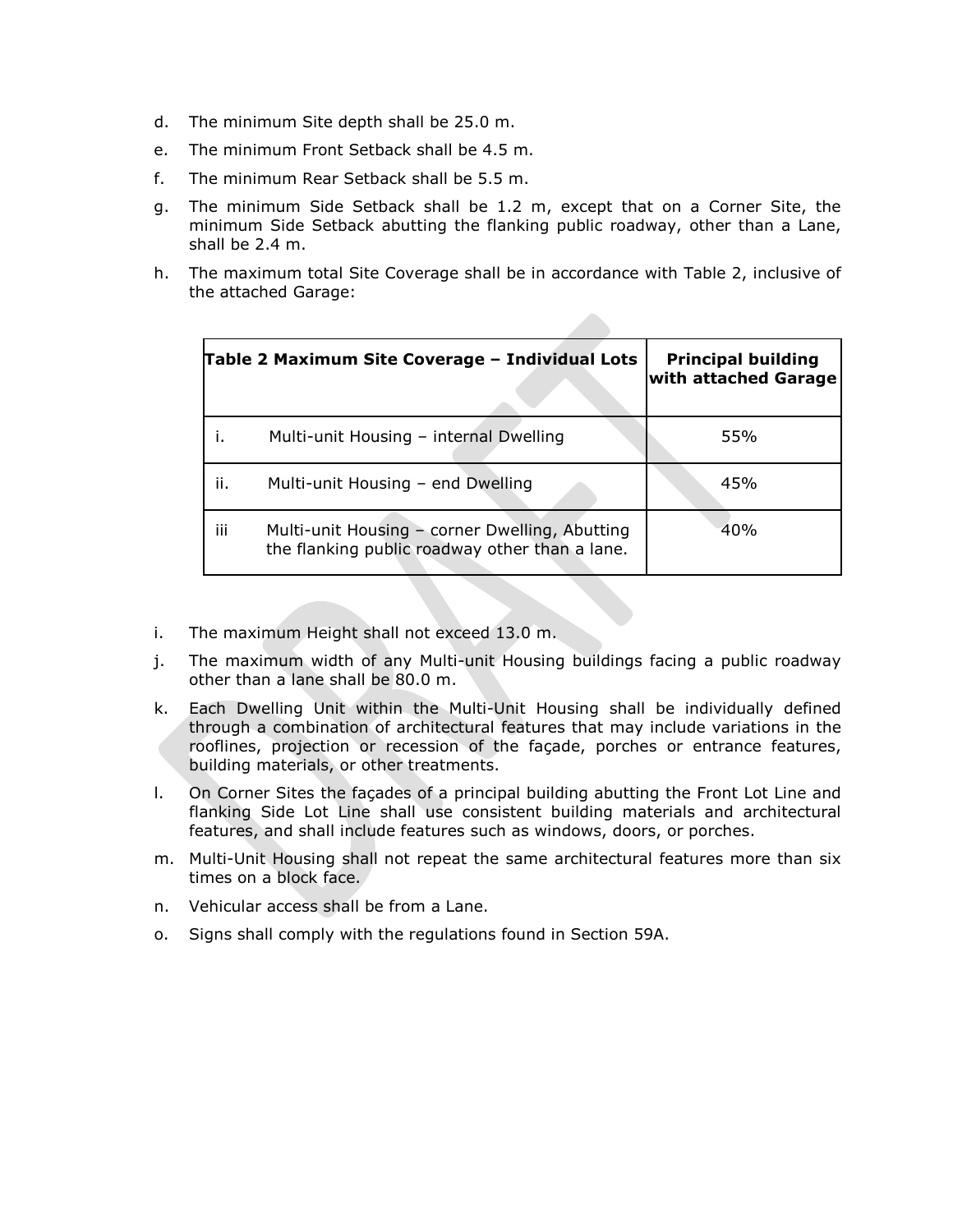d. The minimum Site depth shall be 25.0 m.

e. The minimum Front Setback shall be 4.5 m.

f. The minimum Rear Setback shall be 5.5 m.

g. The minimum Side Setback shall be 1.2 m, except that on a Corner Site, the minimum Side Setback abutting the flanking public roadway, other than a Lane, shall be 2.4 m.

h. The maximum total Site Coverage shall be in accordance with Table 2, inclusive of the attached Garage:

| **Table 2 Maximum Site Coverage – Individual Lots** | **Principal building with attached Garage** |
|---|---|
| i. Multi-unit Housing – internal Dwelling | 55% |
| ii. Multi-unit Housing – end Dwelling | 45% |
| iii Multi-unit Housing – corner Dwelling, Abutting the flanking public roadway other than a lane. | 40% |

i. The maximum Height shall not exceed 13.0 m.

j. The maximum width of any Multi-unit Housing buildings facing a public roadway other than a lane shall be 80.0 m.

k. Each Dwelling Unit within the Multi-Unit Housing shall be individually defined through a combination of architectural features that may include variations in the rooflines, projection or recession of the façade, porches or entrance features, building materials, or other treatments.

l. On Corner Sites the façades of a principal building abutting the Front Lot Line and flanking Side Lot Line shall use consistent building materials and architectural features, and shall include features such as windows, doors, or porches.

m. Multi-Unit Housing shall not repeat the same architectural features more than six times on a block face.

n. Vehicular access shall be from a Lane.

o. Signs shall comply with the regulations found in Section 59A.